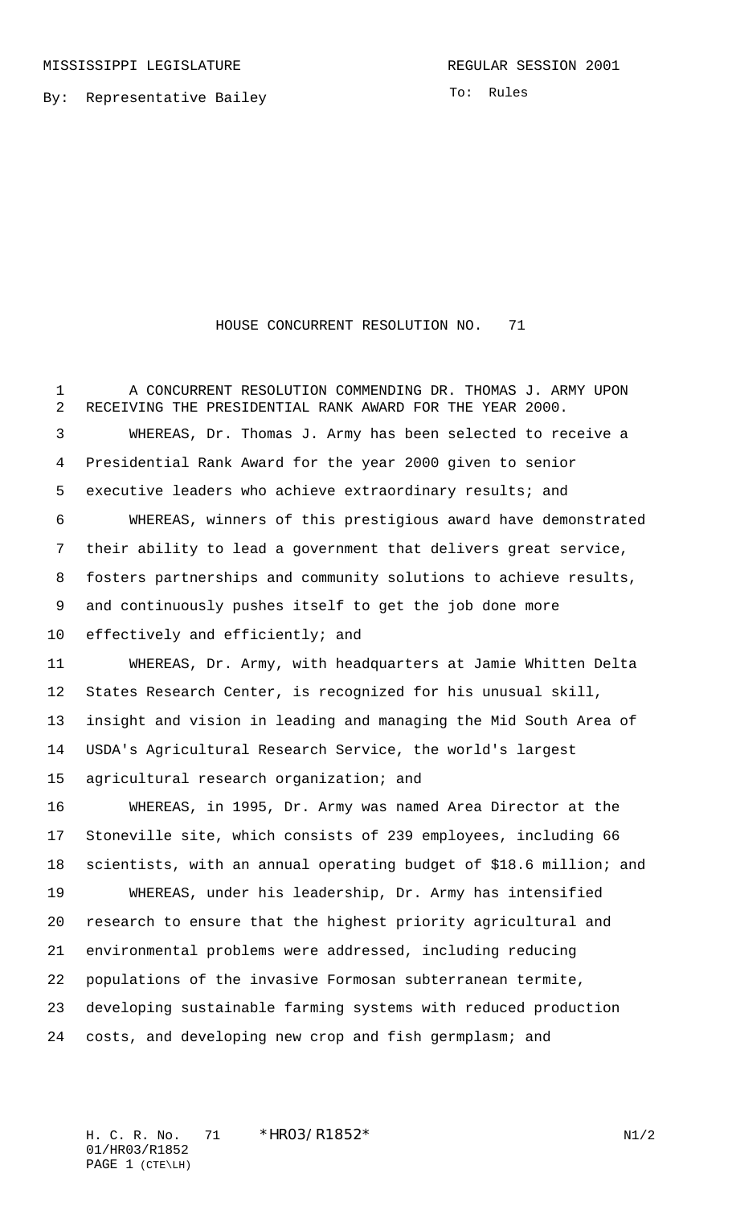MISSISSIPPI LEGISLATURE REGULAR SESSION 2001

By: Representative Bailey

To: Rules

# HOUSE CONCURRENT RESOLUTION NO. 71

A CONCURRENT RESOLUTION COMMENDING DR. THOMAS J. ARMY UPON RECEIVING THE PRESIDENTIAL RANK AWARD FOR THE YEAR 2000.

WHEREAS, Dr. Thomas J. Army has been selected to receive a Presidential Rank Award for the year 2000 given to senior executive leaders who achieve extraordinary results; and

WHEREAS, winners of this prestigious award have demonstrated their ability to lead a government that delivers great service, fosters partnerships and community solutions to achieve results, and continuously pushes itself to get the job done more effectively and efficiently; and

WHEREAS, Dr. Army, with headquarters at Jamie Whitten Delta States Research Center, is recognized for his unusual skill, insight and vision in leading and managing the Mid South Area of USDA's Agricultural Research Service, the world's largest agricultural research organization; and

WHEREAS, in 1995, Dr. Army was named Area Director at the Stoneville site, which consists of 239 employees, including 66 scientists, with an annual operating budget of $18.6 million; and

WHEREAS, under his leadership, Dr. Army has intensified research to ensure that the highest priority agricultural and environmental problems were addressed, including reducing populations of the invasive Formosan subterranean termite, developing sustainable farming systems with reduced production costs, and developing new crop and fish germplasm; and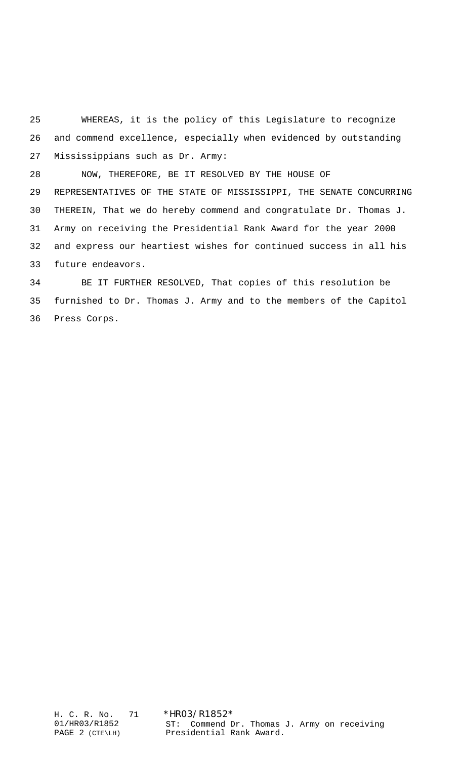WHEREAS, it is the policy of this Legislature to recognize and commend excellence, especially when evidenced by outstanding Mississippians such as Dr. Army:

NOW, THEREFORE, BE IT RESOLVED BY THE HOUSE OF REPRESENTATIVES OF THE STATE OF MISSISSIPPI, THE SENATE CONCURRING THEREIN, That we do hereby commend and congratulate Dr. Thomas J. Army on receiving the Presidential Rank Award for the year 2000 and express our heartiest wishes for continued success in all his future endeavors.

BE IT FURTHER RESOLVED, That copies of this resolution be furnished to Dr. Thomas J. Army and to the members of the Capitol Press Corps.